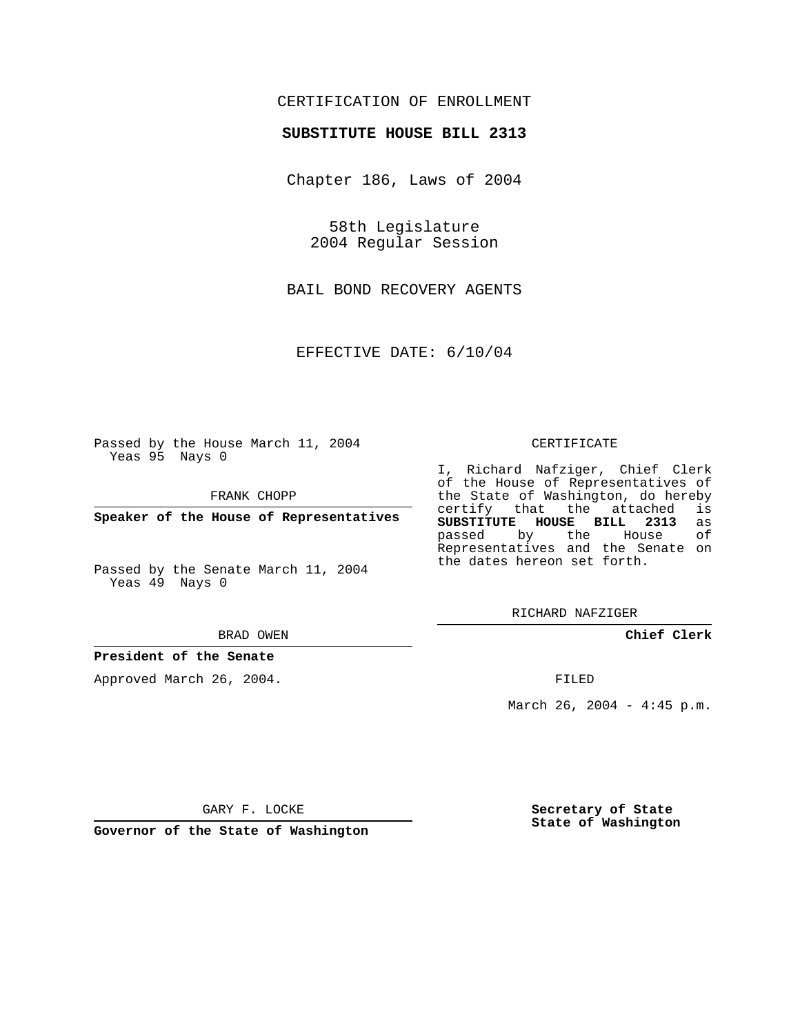CERTIFICATION OF ENROLLMENT

**SUBSTITUTE HOUSE BILL 2313**

Chapter 186, Laws of 2004

58th Legislature
2004 Regular Session

BAIL BOND RECOVERY AGENTS

EFFECTIVE DATE: 6/10/04

Passed by the House March 11, 2004
Yeas 95 Nays 0

FRANK CHOPP

**Speaker of the House of Representatives**

Passed by the Senate March 11, 2004
Yeas 49 Nays 0

BRAD OWEN

**President of the Senate**

Approved March 26, 2004.

GARY F. LOCKE

**Governor of the State of Washington**

CERTIFICATE

I, Richard Nafziger, Chief Clerk of the House of Representatives of the State of Washington, do hereby certify that the attached is **SUBSTITUTE HOUSE BILL 2313** as passed by the House of Representatives and the Senate on the dates hereon set forth.

RICHARD NAFZIGER

**Chief Clerk**

FILED

March 26, 2004 - 4:45 p.m.

**Secretary of State**
**State of Washington**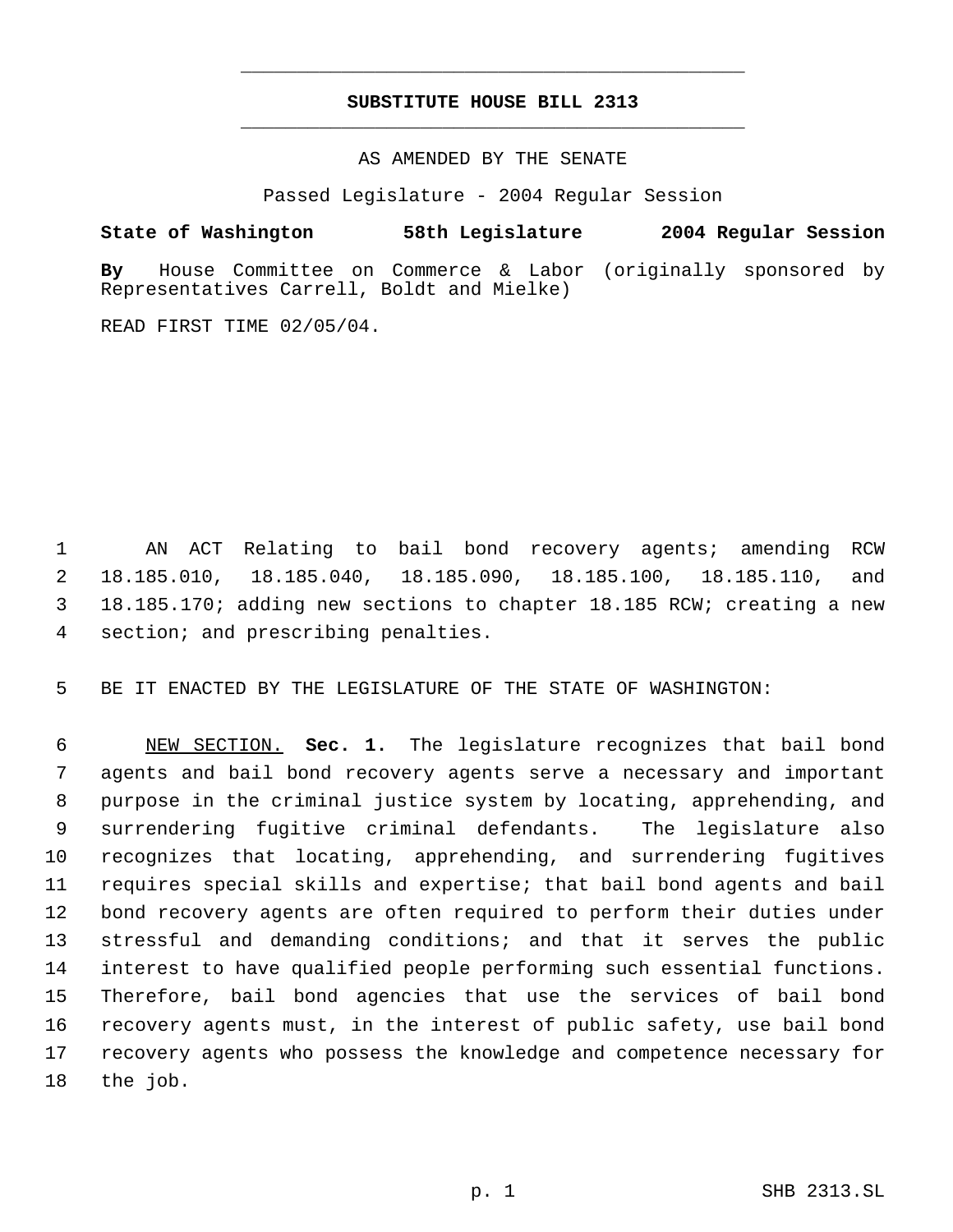# SUBSTITUTE HOUSE BILL 2313

AS AMENDED BY THE SENATE

Passed Legislature - 2004 Regular Session

**State of Washington 58th Legislature 2004 Regular Session**

**By** House Committee on Commerce & Labor (originally sponsored by Representatives Carrell, Boldt and Mielke)

READ FIRST TIME 02/05/04.

AN ACT Relating to bail bond recovery agents; amending RCW 18.185.010, 18.185.040, 18.185.090, 18.185.100, 18.185.110, and 18.185.170; adding new sections to chapter 18.185 RCW; creating a new section; and prescribing penalties.

BE IT ENACTED BY THE LEGISLATURE OF THE STATE OF WASHINGTON:

NEW SECTION. **Sec. 1.** The legislature recognizes that bail bond agents and bail bond recovery agents serve a necessary and important purpose in the criminal justice system by locating, apprehending, and surrendering fugitive criminal defendants. The legislature also recognizes that locating, apprehending, and surrendering fugitives requires special skills and expertise; that bail bond agents and bail bond recovery agents are often required to perform their duties under stressful and demanding conditions; and that it serves the public interest to have qualified people performing such essential functions. Therefore, bail bond agencies that use the services of bail bond recovery agents must, in the interest of public safety, use bail bond recovery agents who possess the knowledge and competence necessary for the job.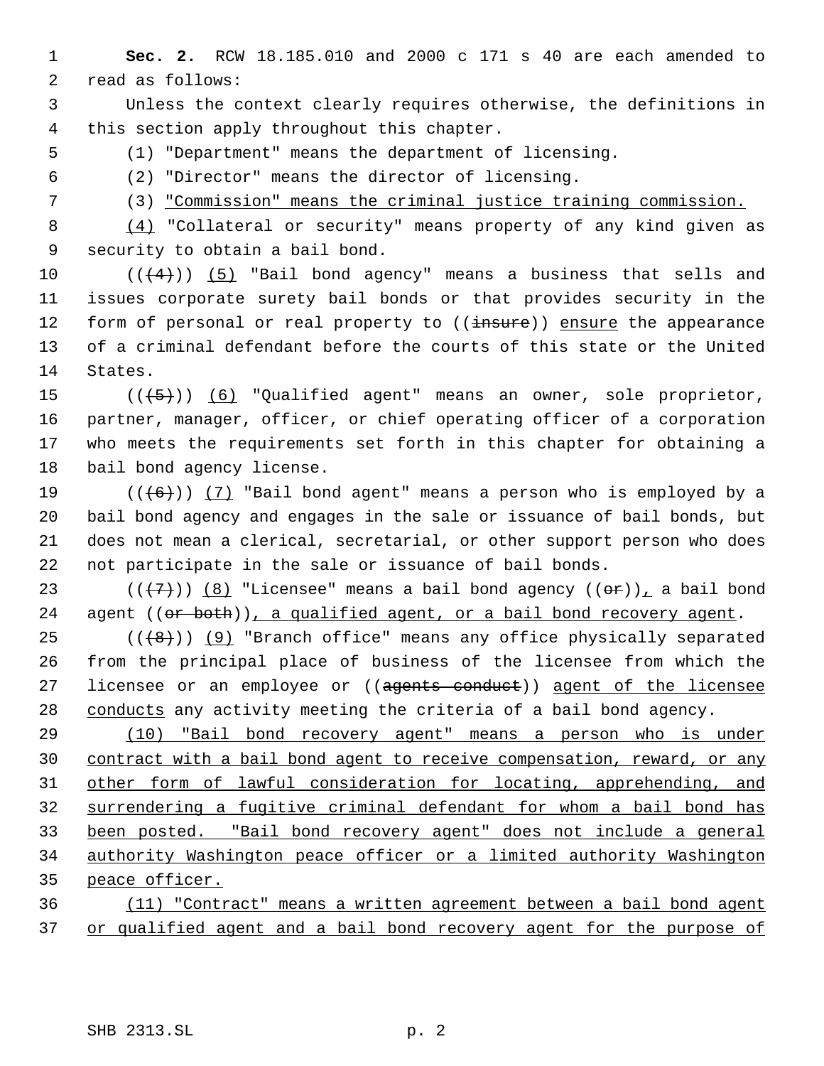**Sec. 2.** RCW 18.185.010 and 2000 c 171 s 40 are each amended to read as follows:

Unless the context clearly requires otherwise, the definitions in this section apply throughout this chapter.

(1) "Department" means the department of licensing.

(2) "Director" means the director of licensing.

(3) "Commission" means the criminal justice training commission.

(4) "Collateral or security" means property of any kind given as security to obtain a bail bond.

((~~(4)~~)) (5) "Bail bond agency" means a business that sells and issues corporate surety bail bonds or that provides security in the form of personal or real property to ((~~insure~~)) ensure the appearance of a criminal defendant before the courts of this state or the United States.

((~~(5)~~)) (6) "Qualified agent" means an owner, sole proprietor, partner, manager, officer, or chief operating officer of a corporation who meets the requirements set forth in this chapter for obtaining a bail bond agency license.

((~~(6)~~)) (7) "Bail bond agent" means a person who is employed by a bail bond agency and engages in the sale or issuance of bail bonds, but does not mean a clerical, secretarial, or other support person who does not participate in the sale or issuance of bail bonds.

((~~(7)~~)) (8) "Licensee" means a bail bond agency ((~~or~~)), a bail bond agent ((~~or both~~)), a qualified agent, or a bail bond recovery agent.

((~~(8)~~)) (9) "Branch office" means any office physically separated from the principal place of business of the licensee from which the licensee or an employee or ((~~agents conduct~~)) agent of the licensee conducts any activity meeting the criteria of a bail bond agency.

(10) "Bail bond recovery agent" means a person who is under contract with a bail bond agent to receive compensation, reward, or any other form of lawful consideration for locating, apprehending, and surrendering a fugitive criminal defendant for whom a bail bond has been posted. "Bail bond recovery agent" does not include a general authority Washington peace officer or a limited authority Washington peace officer.

(11) "Contract" means a written agreement between a bail bond agent or qualified agent and a bail bond recovery agent for the purpose of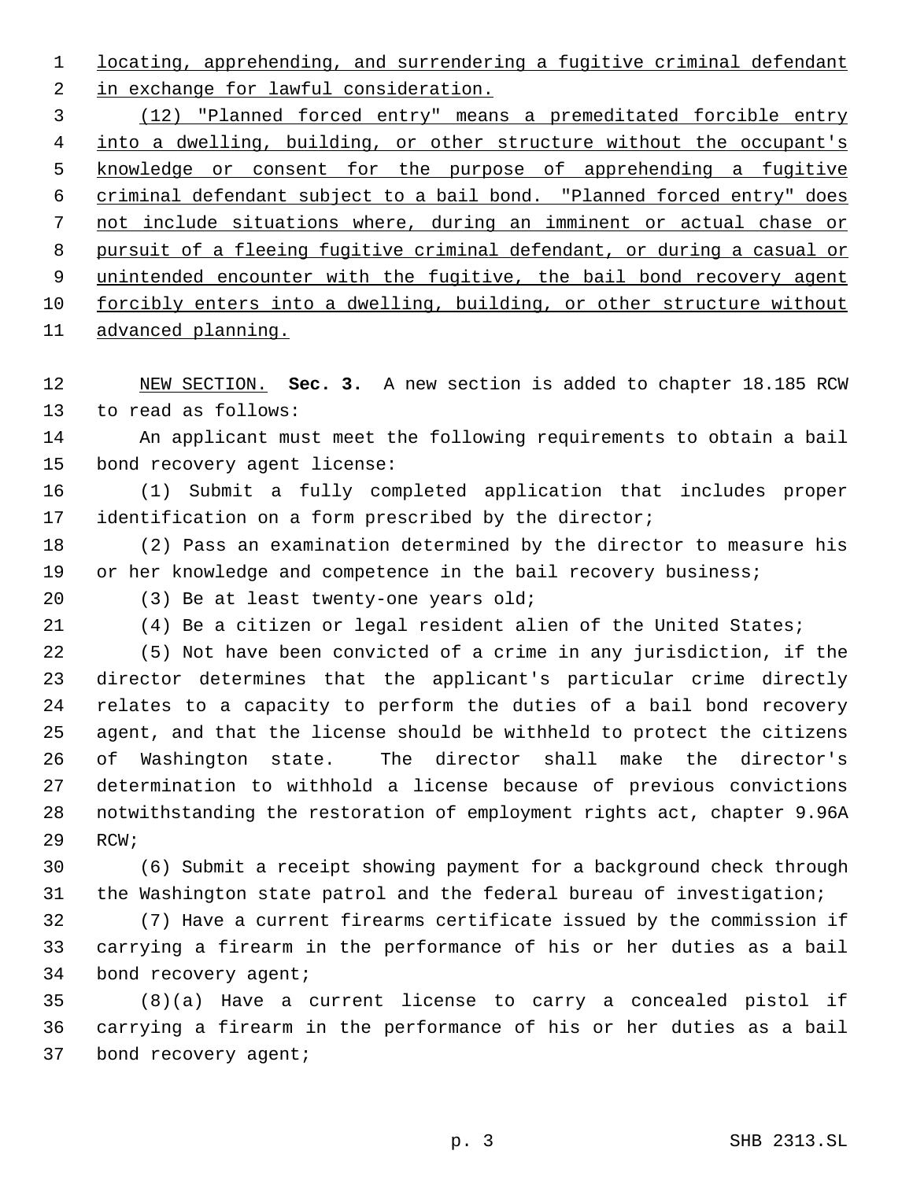locating, apprehending, and surrendering a fugitive criminal defendant in exchange for lawful consideration.

(12) "Planned forced entry" means a premeditated forcible entry into a dwelling, building, or other structure without the occupant's knowledge or consent for the purpose of apprehending a fugitive criminal defendant subject to a bail bond. "Planned forced entry" does not include situations where, during an imminent or actual chase or pursuit of a fleeing fugitive criminal defendant, or during a casual or unintended encounter with the fugitive, the bail bond recovery agent forcibly enters into a dwelling, building, or other structure without advanced planning.

NEW SECTION. **Sec. 3.** A new section is added to chapter 18.185 RCW to read as follows:

An applicant must meet the following requirements to obtain a bail bond recovery agent license:

(1) Submit a fully completed application that includes proper identification on a form prescribed by the director;

(2) Pass an examination determined by the director to measure his or her knowledge and competence in the bail recovery business;

(3) Be at least twenty-one years old;

(4) Be a citizen or legal resident alien of the United States;

(5) Not have been convicted of a crime in any jurisdiction, if the director determines that the applicant's particular crime directly relates to a capacity to perform the duties of a bail bond recovery agent, and that the license should be withheld to protect the citizens of Washington state. The director shall make the director's determination to withhold a license because of previous convictions notwithstanding the restoration of employment rights act, chapter 9.96A RCW;

(6) Submit a receipt showing payment for a background check through the Washington state patrol and the federal bureau of investigation;

(7) Have a current firearms certificate issued by the commission if carrying a firearm in the performance of his or her duties as a bail bond recovery agent;

(8)(a) Have a current license to carry a concealed pistol if carrying a firearm in the performance of his or her duties as a bail bond recovery agent;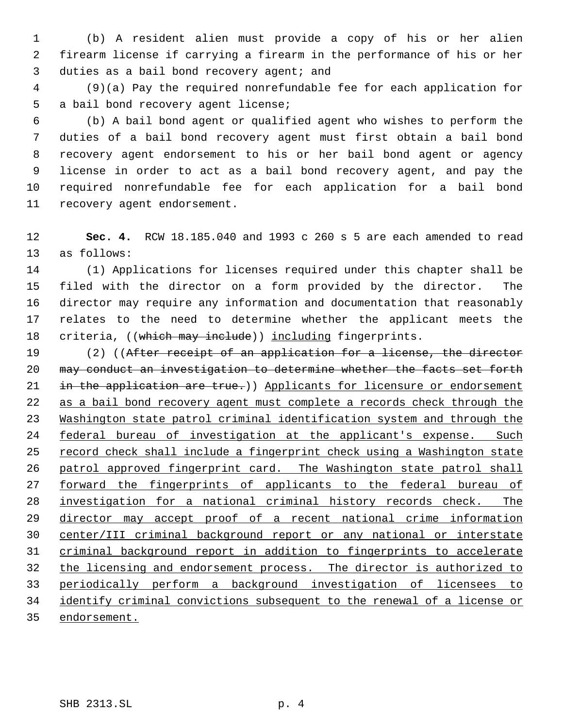(b) A resident alien must provide a copy of his or her alien firearm license if carrying a firearm in the performance of his or her duties as a bail bond recovery agent; and

(9)(a) Pay the required nonrefundable fee for each application for a bail bond recovery agent license;

(b) A bail bond agent or qualified agent who wishes to perform the duties of a bail bond recovery agent must first obtain a bail bond recovery agent endorsement to his or her bail bond agent or agency license in order to act as a bail bond recovery agent, and pay the required nonrefundable fee for each application for a bail bond recovery agent endorsement.

**Sec. 4.** RCW 18.185.040 and 1993 c 260 s 5 are each amended to read as follows:

(1) Applications for licenses required under this chapter shall be filed with the director on a form provided by the director. The director may require any information and documentation that reasonably relates to the need to determine whether the applicant meets the criteria, ((~~which may include~~)) <u>including</u> fingerprints.

(2) ((~~After receipt of an application for a license, the director may conduct an investigation to determine whether the facts set forth in the application are true.~~)) <u>Applicants for licensure or endorsement as a bail bond recovery agent must complete a records check through the Washington state patrol criminal identification system and through the federal bureau of investigation at the applicant's expense. Such record check shall include a fingerprint check using a Washington state patrol approved fingerprint card. The Washington state patrol shall forward the fingerprints of applicants to the federal bureau of investigation for a national criminal history records check. The director may accept proof of a recent national crime information center/III criminal background report or any national or interstate criminal background report in addition to fingerprints to accelerate the licensing and endorsement process. The director is authorized to periodically perform a background investigation of licensees to identify criminal convictions subsequent to the renewal of a license or endorsement.</u>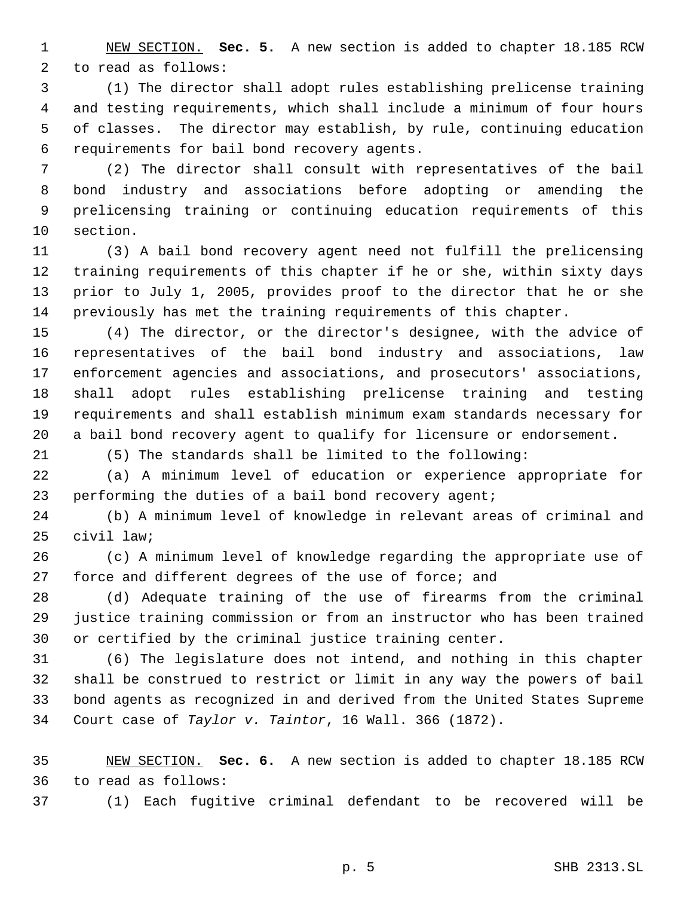NEW SECTION. **Sec. 5.** A new section is added to chapter 18.185 RCW to read as follows:

(1) The director shall adopt rules establishing prelicense training and testing requirements, which shall include a minimum of four hours of classes. The director may establish, by rule, continuing education requirements for bail bond recovery agents.

(2) The director shall consult with representatives of the bail bond industry and associations before adopting or amending the prelicensing training or continuing education requirements of this section.

(3) A bail bond recovery agent need not fulfill the prelicensing training requirements of this chapter if he or she, within sixty days prior to July 1, 2005, provides proof to the director that he or she previously has met the training requirements of this chapter.

(4) The director, or the director's designee, with the advice of representatives of the bail bond industry and associations, law enforcement agencies and associations, and prosecutors' associations, shall adopt rules establishing prelicense training and testing requirements and shall establish minimum exam standards necessary for a bail bond recovery agent to qualify for licensure or endorsement.

(5) The standards shall be limited to the following:

(a) A minimum level of education or experience appropriate for performing the duties of a bail bond recovery agent;

(b) A minimum level of knowledge in relevant areas of criminal and civil law;

(c) A minimum level of knowledge regarding the appropriate use of force and different degrees of the use of force; and

(d) Adequate training of the use of firearms from the criminal justice training commission or from an instructor who has been trained or certified by the criminal justice training center.

(6) The legislature does not intend, and nothing in this chapter shall be construed to restrict or limit in any way the powers of bail bond agents as recognized in and derived from the United States Supreme Court case of *Taylor v. Taintor*, 16 Wall. 366 (1872).

NEW SECTION. **Sec. 6.** A new section is added to chapter 18.185 RCW to read as follows:

(1) Each fugitive criminal defendant to be recovered will be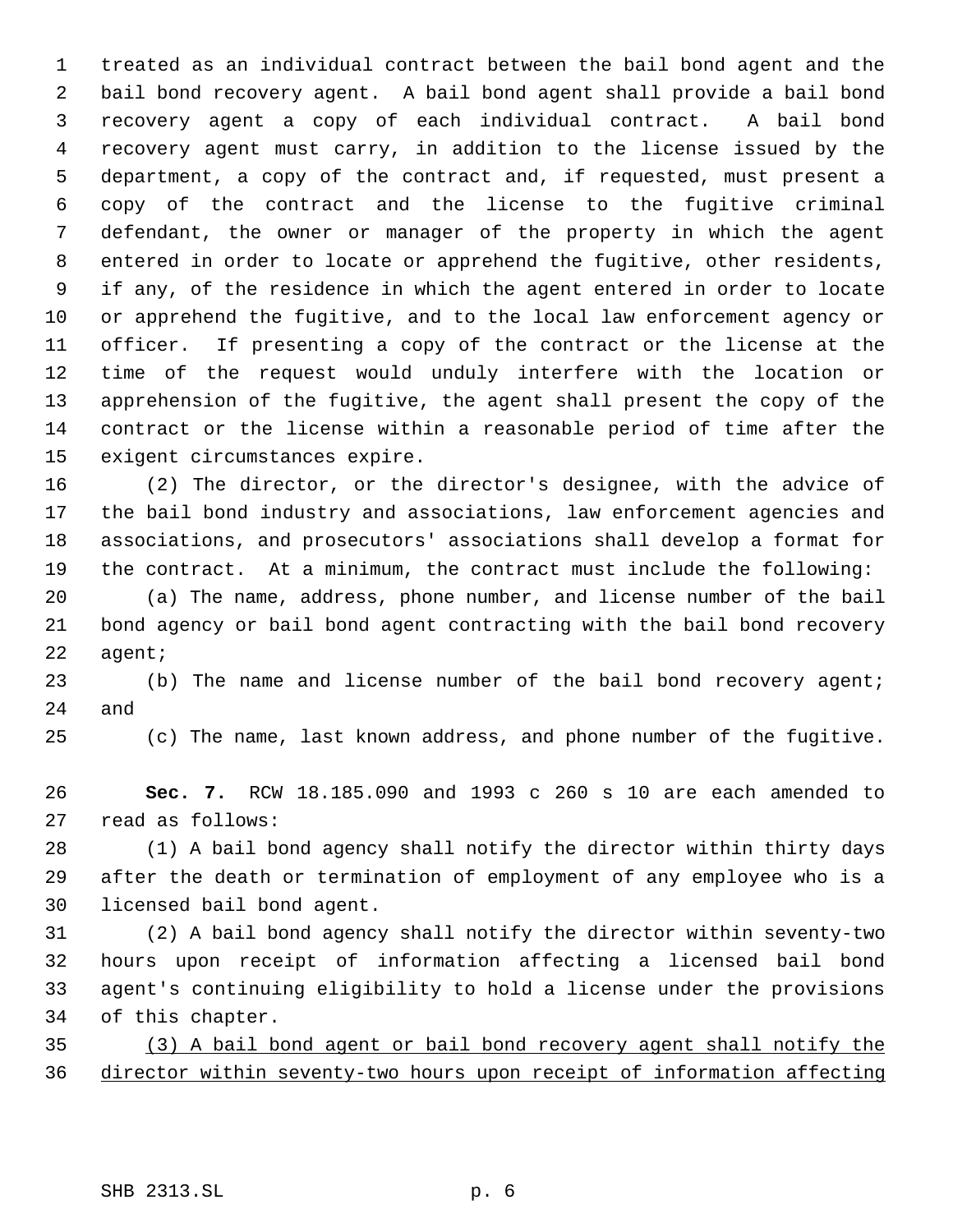treated as an individual contract between the bail bond agent and the bail bond recovery agent. A bail bond agent shall provide a bail bond recovery agent a copy of each individual contract. A bail bond recovery agent must carry, in addition to the license issued by the department, a copy of the contract and, if requested, must present a copy of the contract and the license to the fugitive criminal defendant, the owner or manager of the property in which the agent entered in order to locate or apprehend the fugitive, other residents, if any, of the residence in which the agent entered in order to locate or apprehend the fugitive, and to the local law enforcement agency or officer. If presenting a copy of the contract or the license at the time of the request would unduly interfere with the location or apprehension of the fugitive, the agent shall present the copy of the contract or the license within a reasonable period of time after the exigent circumstances expire.

(2) The director, or the director's designee, with the advice of the bail bond industry and associations, law enforcement agencies and associations, and prosecutors' associations shall develop a format for the contract. At a minimum, the contract must include the following:

(a) The name, address, phone number, and license number of the bail bond agency or bail bond agent contracting with the bail bond recovery agent;

(b) The name and license number of the bail bond recovery agent; and

(c) The name, last known address, and phone number of the fugitive.

**Sec. 7.** RCW 18.185.090 and 1993 c 260 s 10 are each amended to read as follows:

(1) A bail bond agency shall notify the director within thirty days after the death or termination of employment of any employee who is a licensed bail bond agent.

(2) A bail bond agency shall notify the director within seventy-two hours upon receipt of information affecting a licensed bail bond agent's continuing eligibility to hold a license under the provisions of this chapter.

<u>(3) A bail bond agent or bail bond recovery agent shall notify the director within seventy-two hours upon receipt of information affecting</u>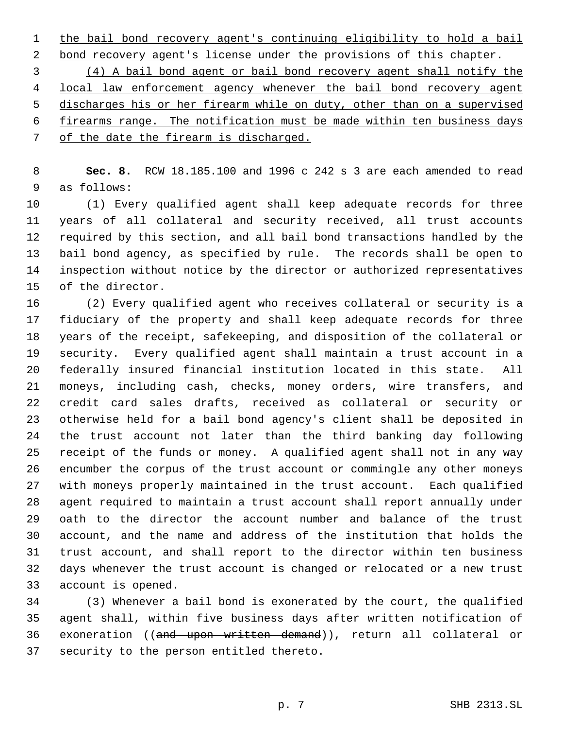the bail bond recovery agent's continuing eligibility to hold a bail bond recovery agent's license under the provisions of this chapter.

(4) A bail bond agent or bail bond recovery agent shall notify the local law enforcement agency whenever the bail bond recovery agent discharges his or her firearm while on duty, other than on a supervised firearms range. The notification must be made within ten business days of the date the firearm is discharged.

**Sec. 8.** RCW 18.185.100 and 1996 c 242 s 3 are each amended to read as follows:

(1) Every qualified agent shall keep adequate records for three years of all collateral and security received, all trust accounts required by this section, and all bail bond transactions handled by the bail bond agency, as specified by rule. The records shall be open to inspection without notice by the director or authorized representatives of the director.

(2) Every qualified agent who receives collateral or security is a fiduciary of the property and shall keep adequate records for three years of the receipt, safekeeping, and disposition of the collateral or security. Every qualified agent shall maintain a trust account in a federally insured financial institution located in this state. All moneys, including cash, checks, money orders, wire transfers, and credit card sales drafts, received as collateral or security or otherwise held for a bail bond agency's client shall be deposited in the trust account not later than the third banking day following receipt of the funds or money. A qualified agent shall not in any way encumber the corpus of the trust account or commingle any other moneys with moneys properly maintained in the trust account. Each qualified agent required to maintain a trust account shall report annually under oath to the director the account number and balance of the trust account, and the name and address of the institution that holds the trust account, and shall report to the director within ten business days whenever the trust account is changed or relocated or a new trust account is opened.

(3) Whenever a bail bond is exonerated by the court, the qualified agent shall, within five business days after written notification of exoneration ((~~and upon written demand~~)), return all collateral or security to the person entitled thereto.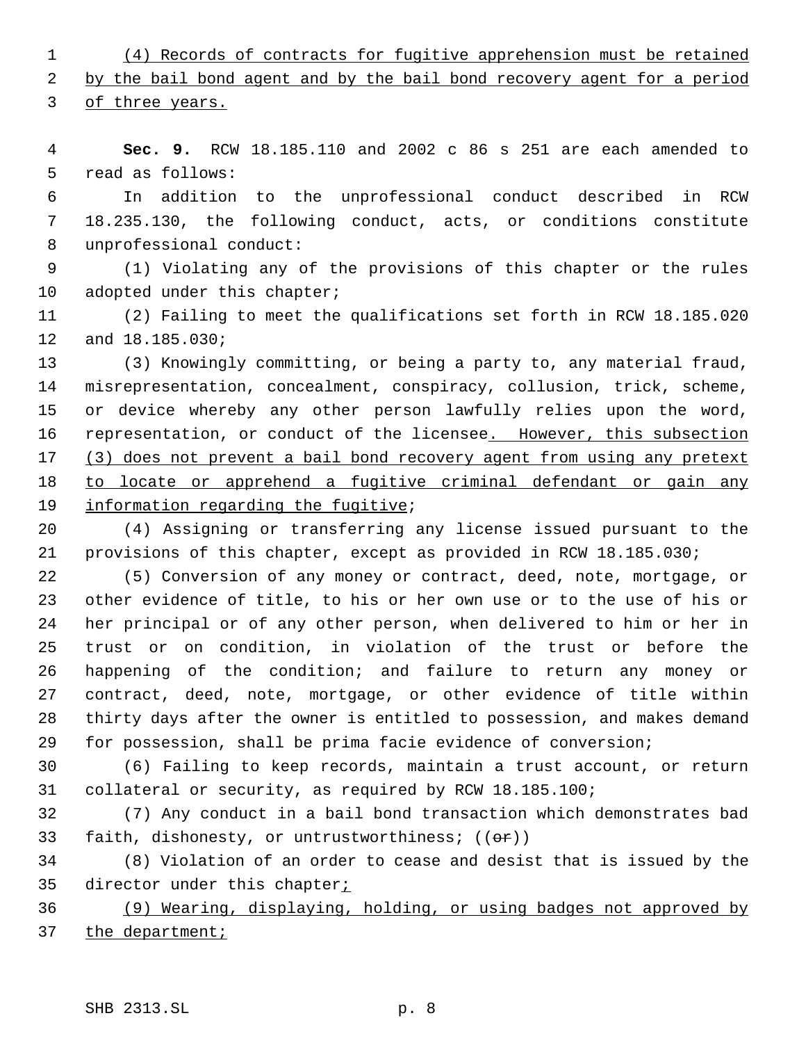(4) Records of contracts for fugitive apprehension must be retained by the bail bond agent and by the bail bond recovery agent for a period of three years.

**Sec. 9.** RCW 18.185.110 and 2002 c 86 s 251 are each amended to read as follows:

In addition to the unprofessional conduct described in RCW 18.235.130, the following conduct, acts, or conditions constitute unprofessional conduct:

(1) Violating any of the provisions of this chapter or the rules adopted under this chapter;

(2) Failing to meet the qualifications set forth in RCW 18.185.020 and 18.185.030;

(3) Knowingly committing, or being a party to, any material fraud, misrepresentation, concealment, conspiracy, collusion, trick, scheme, or device whereby any other person lawfully relies upon the word, representation, or conduct of the licensee. However, this subsection (3) does not prevent a bail bond recovery agent from using any pretext to locate or apprehend a fugitive criminal defendant or gain any information regarding the fugitive;

(4) Assigning or transferring any license issued pursuant to the provisions of this chapter, except as provided in RCW 18.185.030;

(5) Conversion of any money or contract, deed, note, mortgage, or other evidence of title, to his or her own use or to the use of his or her principal or of any other person, when delivered to him or her in trust or on condition, in violation of the trust or before the happening of the condition; and failure to return any money or contract, deed, note, mortgage, or other evidence of title within thirty days after the owner is entitled to possession, and makes demand for possession, shall be prima facie evidence of conversion;

(6) Failing to keep records, maintain a trust account, or return collateral or security, as required by RCW 18.185.100;

(7) Any conduct in a bail bond transaction which demonstrates bad faith, dishonesty, or untrustworthiness; ((~~or~~))

(8) Violation of an order to cease and desist that is issued by the director under this chapter;

(9) Wearing, displaying, holding, or using badges not approved by the department;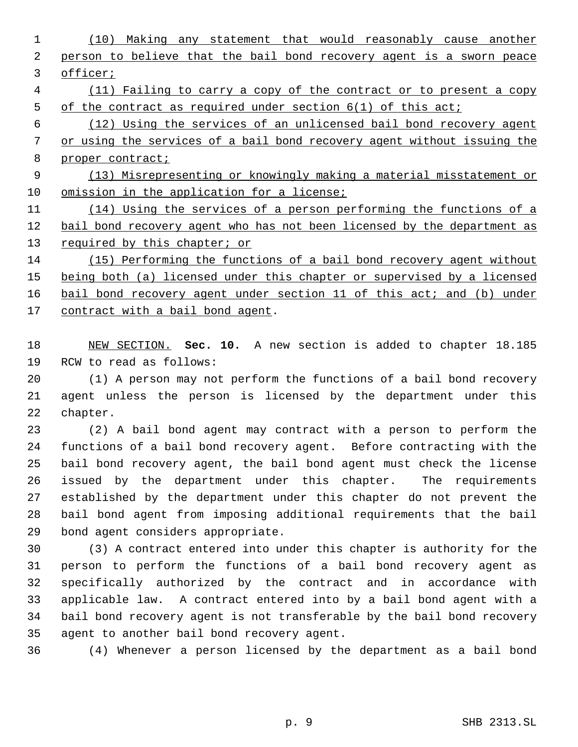(10) Making any statement that would reasonably cause another person to believe that the bail bond recovery agent is a sworn peace officer;

(11) Failing to carry a copy of the contract or to present a copy of the contract as required under section 6(1) of this act;

(12) Using the services of an unlicensed bail bond recovery agent or using the services of a bail bond recovery agent without issuing the proper contract;

(13) Misrepresenting or knowingly making a material misstatement or omission in the application for a license;

(14) Using the services of a person performing the functions of a bail bond recovery agent who has not been licensed by the department as required by this chapter; or

(15) Performing the functions of a bail bond recovery agent without being both (a) licensed under this chapter or supervised by a licensed bail bond recovery agent under section 11 of this act; and (b) under contract with a bail bond agent.

NEW SECTION. **Sec. 10.** A new section is added to chapter 18.185 RCW to read as follows:

(1) A person may not perform the functions of a bail bond recovery agent unless the person is licensed by the department under this chapter.

(2) A bail bond agent may contract with a person to perform the functions of a bail bond recovery agent. Before contracting with the bail bond recovery agent, the bail bond agent must check the license issued by the department under this chapter. The requirements established by the department under this chapter do not prevent the bail bond agent from imposing additional requirements that the bail bond agent considers appropriate.

(3) A contract entered into under this chapter is authority for the person to perform the functions of a bail bond recovery agent as specifically authorized by the contract and in accordance with applicable law. A contract entered into by a bail bond agent with a bail bond recovery agent is not transferable by the bail bond recovery agent to another bail bond recovery agent.

(4) Whenever a person licensed by the department as a bail bond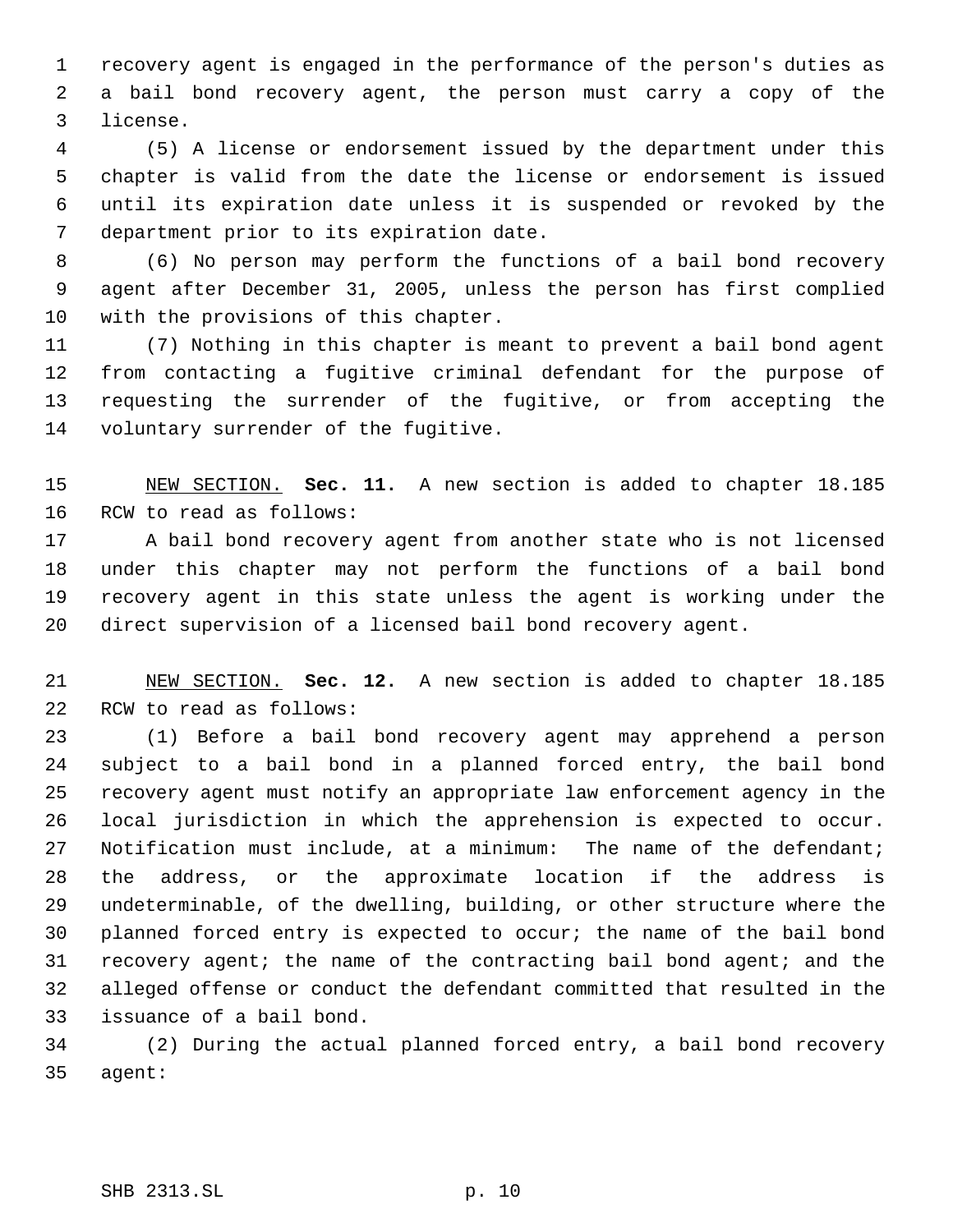recovery agent is engaged in the performance of the person's duties as a bail bond recovery agent, the person must carry a copy of the license.

(5) A license or endorsement issued by the department under this chapter is valid from the date the license or endorsement is issued until its expiration date unless it is suspended or revoked by the department prior to its expiration date.

(6) No person may perform the functions of a bail bond recovery agent after December 31, 2005, unless the person has first complied with the provisions of this chapter.

(7) Nothing in this chapter is meant to prevent a bail bond agent from contacting a fugitive criminal defendant for the purpose of requesting the surrender of the fugitive, or from accepting the voluntary surrender of the fugitive.

NEW SECTION. **Sec. 11.** A new section is added to chapter 18.185 RCW to read as follows:

A bail bond recovery agent from another state who is not licensed under this chapter may not perform the functions of a bail bond recovery agent in this state unless the agent is working under the direct supervision of a licensed bail bond recovery agent.

NEW SECTION. **Sec. 12.** A new section is added to chapter 18.185 RCW to read as follows:

(1) Before a bail bond recovery agent may apprehend a person subject to a bail bond in a planned forced entry, the bail bond recovery agent must notify an appropriate law enforcement agency in the local jurisdiction in which the apprehension is expected to occur. Notification must include, at a minimum: The name of the defendant; the address, or the approximate location if the address is undeterminable, of the dwelling, building, or other structure where the planned forced entry is expected to occur; the name of the bail bond recovery agent; the name of the contracting bail bond agent; and the alleged offense or conduct the defendant committed that resulted in the issuance of a bail bond.

(2) During the actual planned forced entry, a bail bond recovery agent: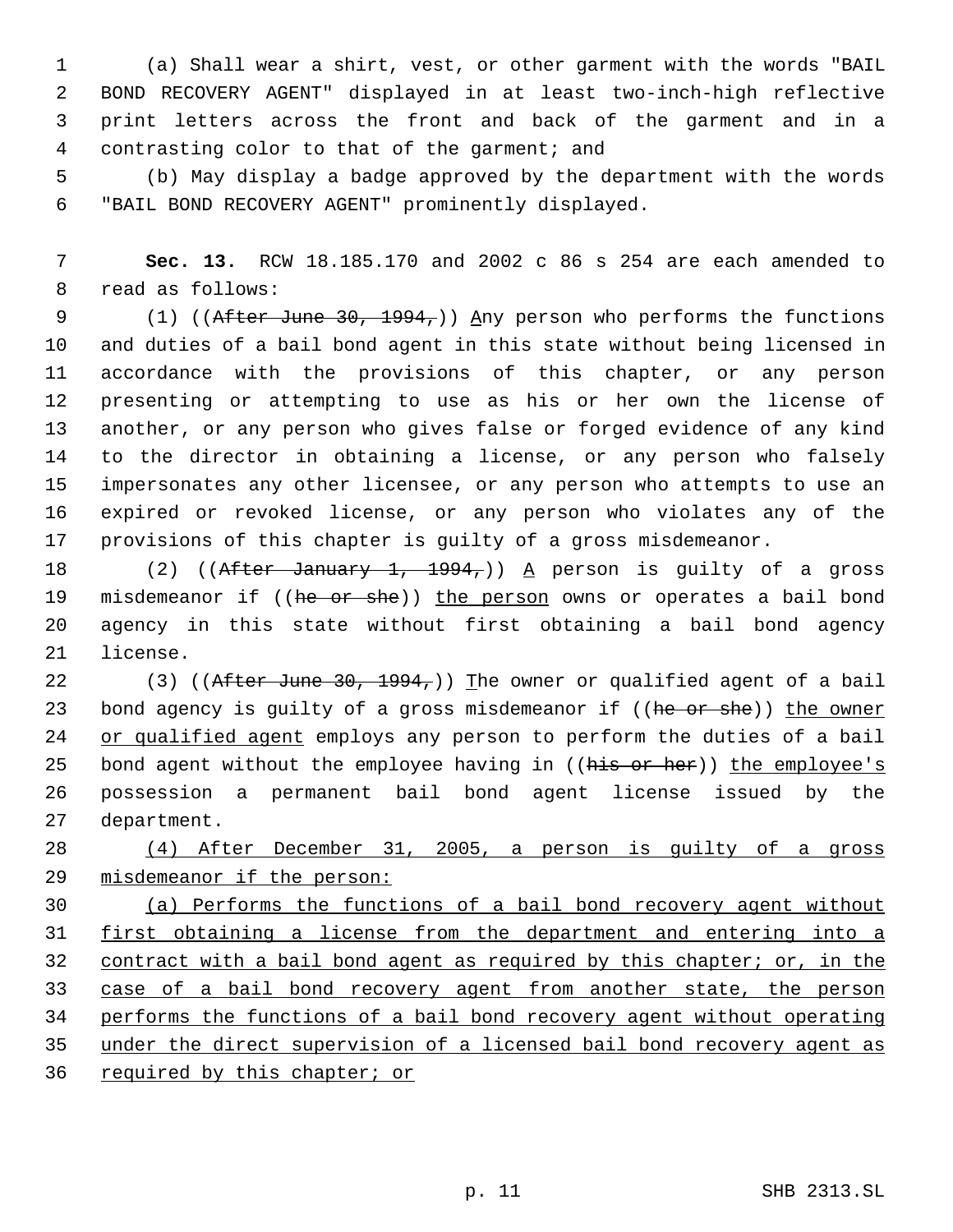(a) Shall wear a shirt, vest, or other garment with the words "BAIL BOND RECOVERY AGENT" displayed in at least two-inch-high reflective print letters across the front and back of the garment and in a contrasting color to that of the garment; and

(b) May display a badge approved by the department with the words "BAIL BOND RECOVERY AGENT" prominently displayed.

**Sec. 13.** RCW 18.185.170 and 2002 c 86 s 254 are each amended to read as follows:

(1) ((~~After June 30, 1994,~~)) <u>A</u>ny person who performs the functions and duties of a bail bond agent in this state without being licensed in accordance with the provisions of this chapter, or any person presenting or attempting to use as his or her own the license of another, or any person who gives false or forged evidence of any kind to the director in obtaining a license, or any person who falsely impersonates any other licensee, or any person who attempts to use an expired or revoked license, or any person who violates any of the provisions of this chapter is guilty of a gross misdemeanor.

(2) ((~~After January 1, 1994,~~)) <u>A</u> person is guilty of a gross misdemeanor if ((~~he or she~~)) <u>the person</u> owns or operates a bail bond agency in this state without first obtaining a bail bond agency license.

(3) ((~~After June 30, 1994,~~)) <u>T</u>he owner or qualified agent of a bail bond agency is guilty of a gross misdemeanor if ((~~he or she~~)) <u>the owner or qualified agent</u> employs any person to perform the duties of a bail bond agent without the employee having in ((~~his or her~~)) <u>the employee's</u> possession a permanent bail bond agent license issued by the department.

<u>(4) After December 31, 2005, a person is guilty of a gross misdemeanor if the person:</u>

<u>(a) Performs the functions of a bail bond recovery agent without first obtaining a license from the department and entering into a contract with a bail bond agent as required by this chapter; or, in the case of a bail bond recovery agent from another state, the person performs the functions of a bail bond recovery agent without operating under the direct supervision of a licensed bail bond recovery agent as required by this chapter; or</u>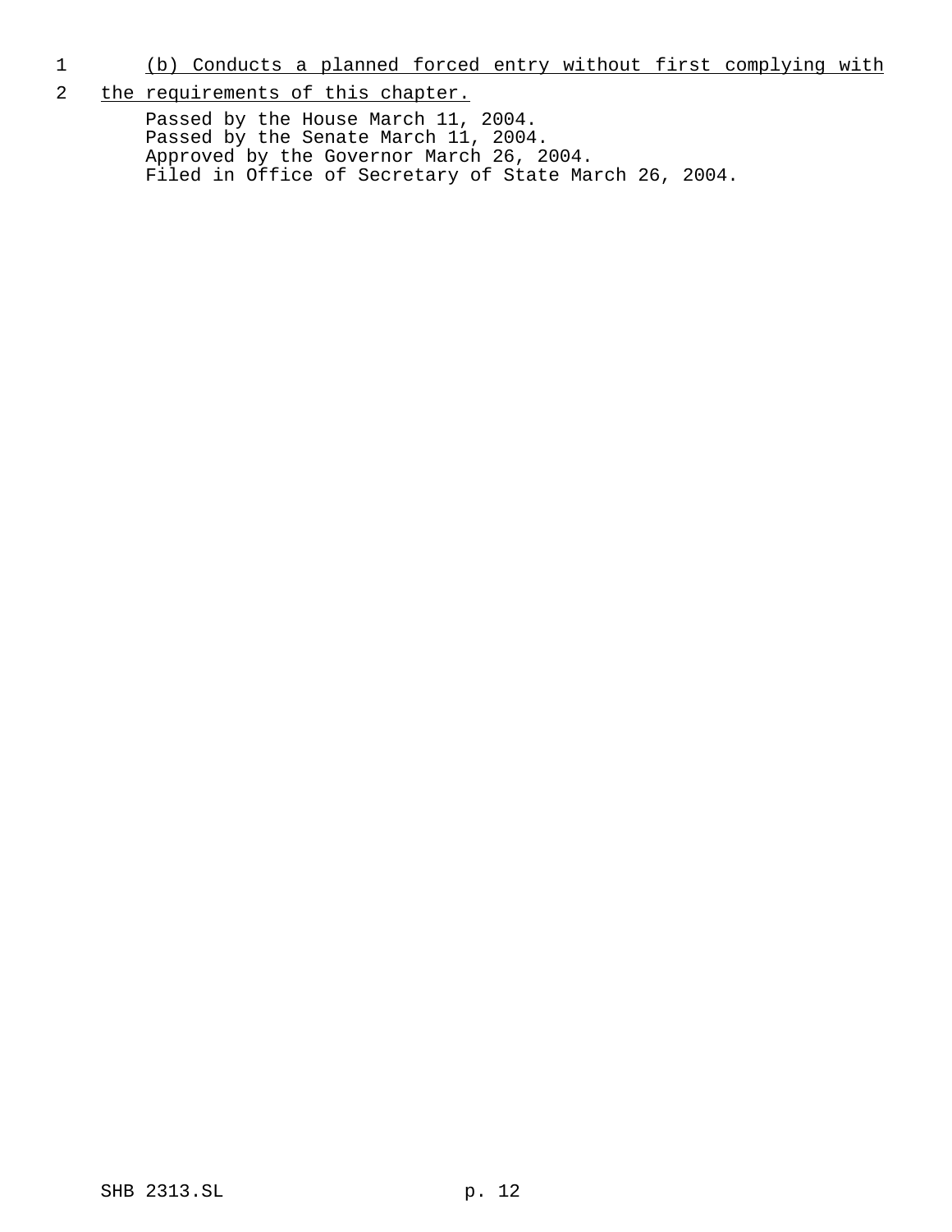(b) Conducts a planned forced entry without first complying with the requirements of this chapter.

Passed by the House March 11, 2004.
Passed by the Senate March 11, 2004.
Approved by the Governor March 26, 2004.
Filed in Office of Secretary of State March 26, 2004.